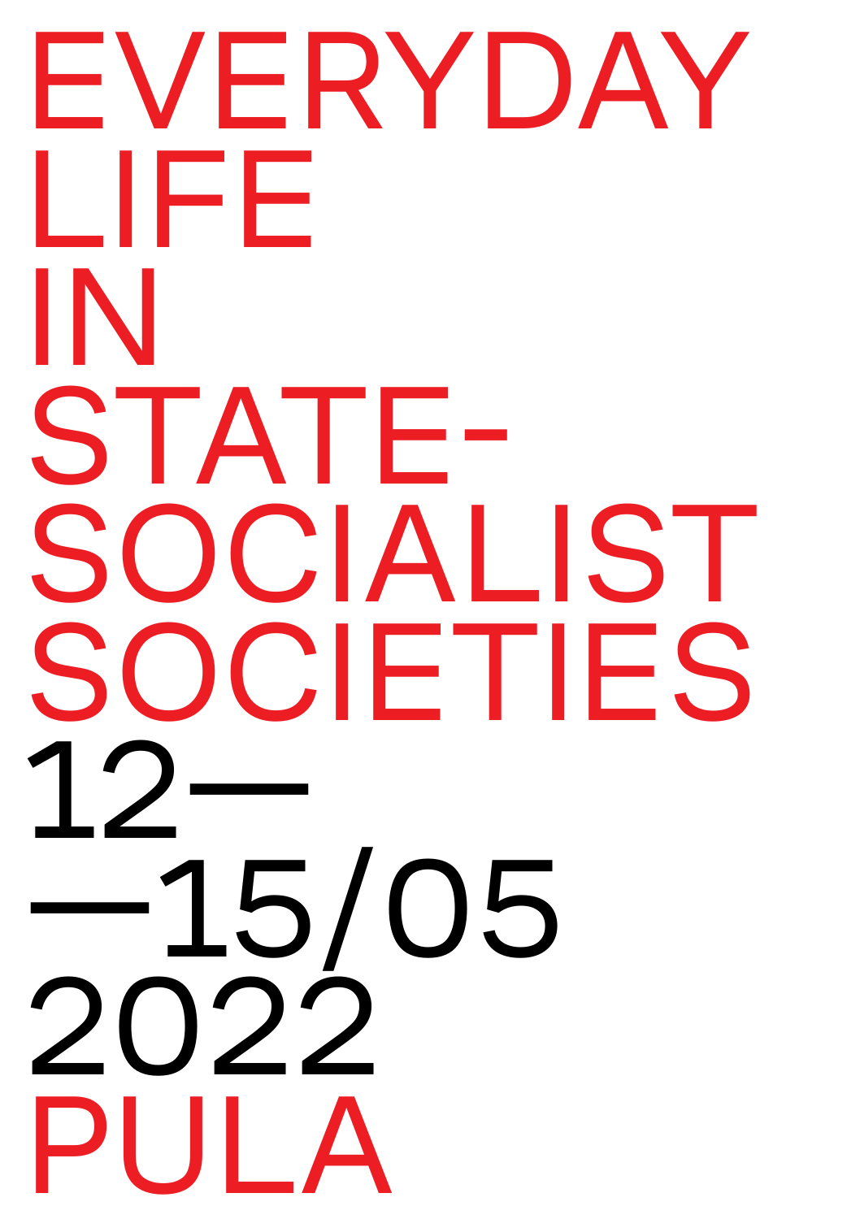# EVERYDAY LIFE IN STATE-SOCIALIST SOCIETIES

12—
—15/05
2022

PULA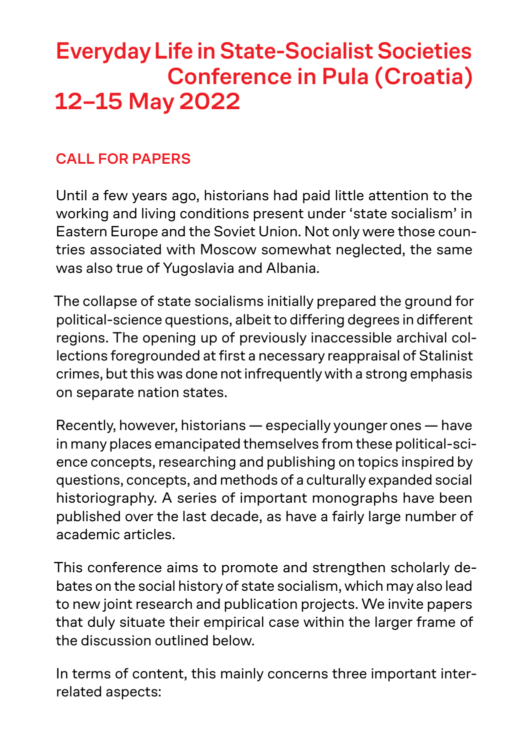# Everyday Life in State-Socialist Societies Conference in Pula (Croatia) 12–15 May 2022

## CALL FOR PAPERS

Until a few years ago, historians had paid little attention to the working and living conditions present under ‘state socialism’ in Eastern Europe and the Soviet Union. Not only were those countries associated with Moscow somewhat neglected, the same was also true of Yugoslavia and Albania.

The collapse of state socialisms initially prepared the ground for political-science questions, albeit to differing degrees in different regions. The opening up of previously inaccessible archival collections foregrounded at first a necessary reappraisal of Stalinist crimes, but this was done not infrequently with a strong emphasis on separate nation states.

Recently, however, historians — especially younger ones — have in many places emancipated themselves from these political-science concepts, researching and publishing on topics inspired by questions, concepts, and methods of a culturally expanded social historiography. A series of important monographs have been published over the last decade, as have a fairly large number of academic articles.

This conference aims to promote and strengthen scholarly debates on the social history of state socialism, which may also lead to new joint research and publication projects. We invite papers that duly situate their empirical case within the larger frame of the discussion outlined below.

In terms of content, this mainly concerns three important interrelated aspects: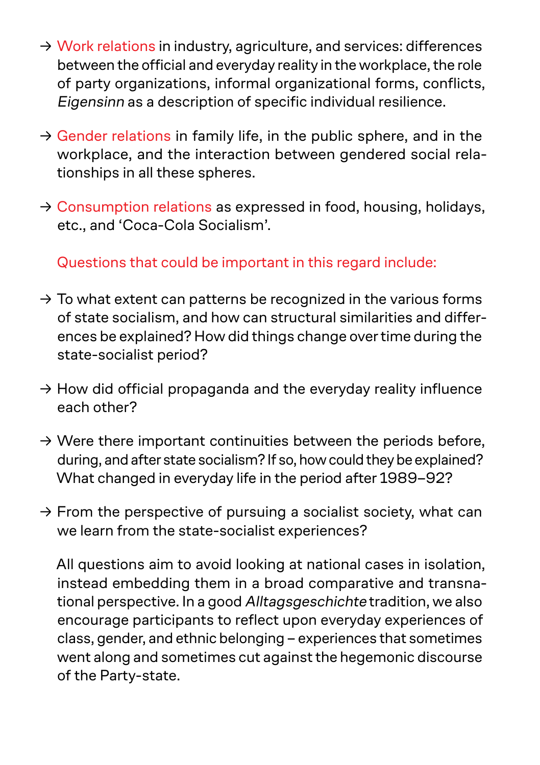→ Work relations in industry, agriculture, and services: differences between the official and everyday reality in the workplace, the role of party organizations, informal organizational forms, conflicts, *Eigensinn* as a description of specific individual resilience.

→ Gender relations in family life, in the public sphere, and in the workplace, and the interaction between gendered social relationships in all these spheres.

→ Consumption relations as expressed in food, housing, holidays, etc., and 'Coca-Cola Socialism'.

Questions that could be important in this regard include:

→ To what extent can patterns be recognized in the various forms of state socialism, and how can structural similarities and differences be explained? How did things change over time during the state-socialist period?

→ How did official propaganda and the everyday reality influence each other?

→ Were there important continuities between the periods before, during, and after state socialism? If so, how could they be explained? What changed in everyday life in the period after 1989–92?

→ From the perspective of pursuing a socialist society, what can we learn from the state-socialist experiences?

All questions aim to avoid looking at national cases in isolation, instead embedding them in a broad comparative and transnational perspective. In a good *Alltagsgeschichte* tradition, we also encourage participants to reflect upon everyday experiences of class, gender, and ethnic belonging – experiences that sometimes went along and sometimes cut against the hegemonic discourse of the Party-state.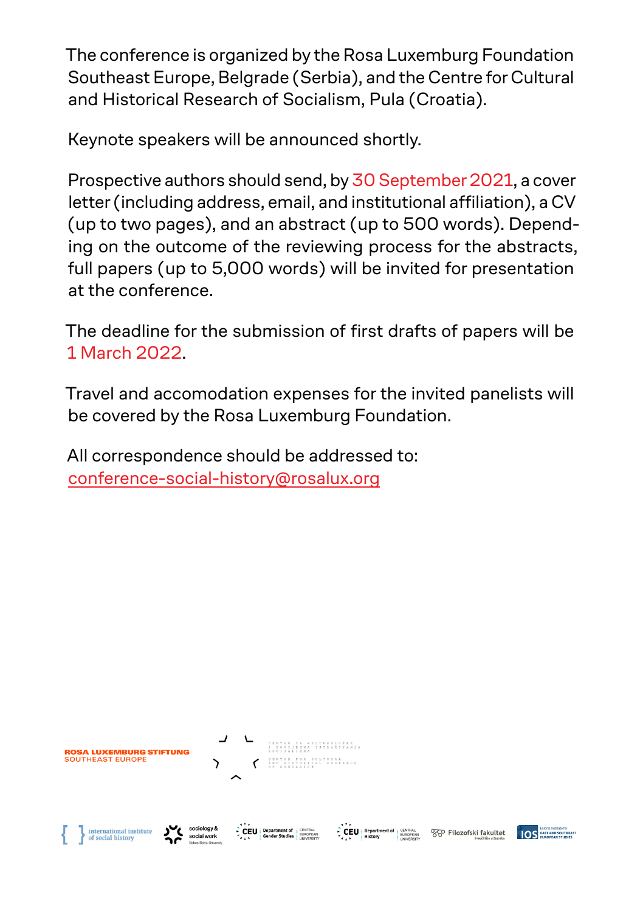The conference is organized by the Rosa Luxemburg Foundation Southeast Europe, Belgrade (Serbia), and the Centre for Cultural and Historical Research of Socialism, Pula (Croatia).

Keynote speakers will be announced shortly.

Prospective authors should send, by 30 September 2021, a cover letter (including address, email, and institutional affiliation), a CV (up to two pages), and an abstract (up to 500 words). Depending on the outcome of the reviewing process for the abstracts, full papers (up to 5,000 words) will be invited for presentation at the conference.

The deadline for the submission of first drafts of papers will be 1 March 2022.

Travel and accomodation expenses for the invited panelists will be covered by the Rosa Luxemburg Foundation.

All correspondence should be addressed to:
conference-social-history@rosalux.org

ROSA LUXEMBURG STIFTUNG
SOUTHEAST EUROPE

CENTAR ZA KULTUROLOŠKA I POVIJESNA ISTRAŽIVANJA SOCIJALIZMA
CENTRE FOR CULTURAL AND HISTORICAL RESEARCH OF SOCIALISM

international institute of social history

sociology & social work
Babeș-Bolyai University

CEU Department of Gender Studies
CENTRAL EUROPEAN UNIVERSITY

CEU Department of History
CENTRAL EUROPEAN UNIVERSITY

Filozofski fakultet
Sveučilišta u Zagrebu

IOS Leibniz Institute for East and Southeast European Studies